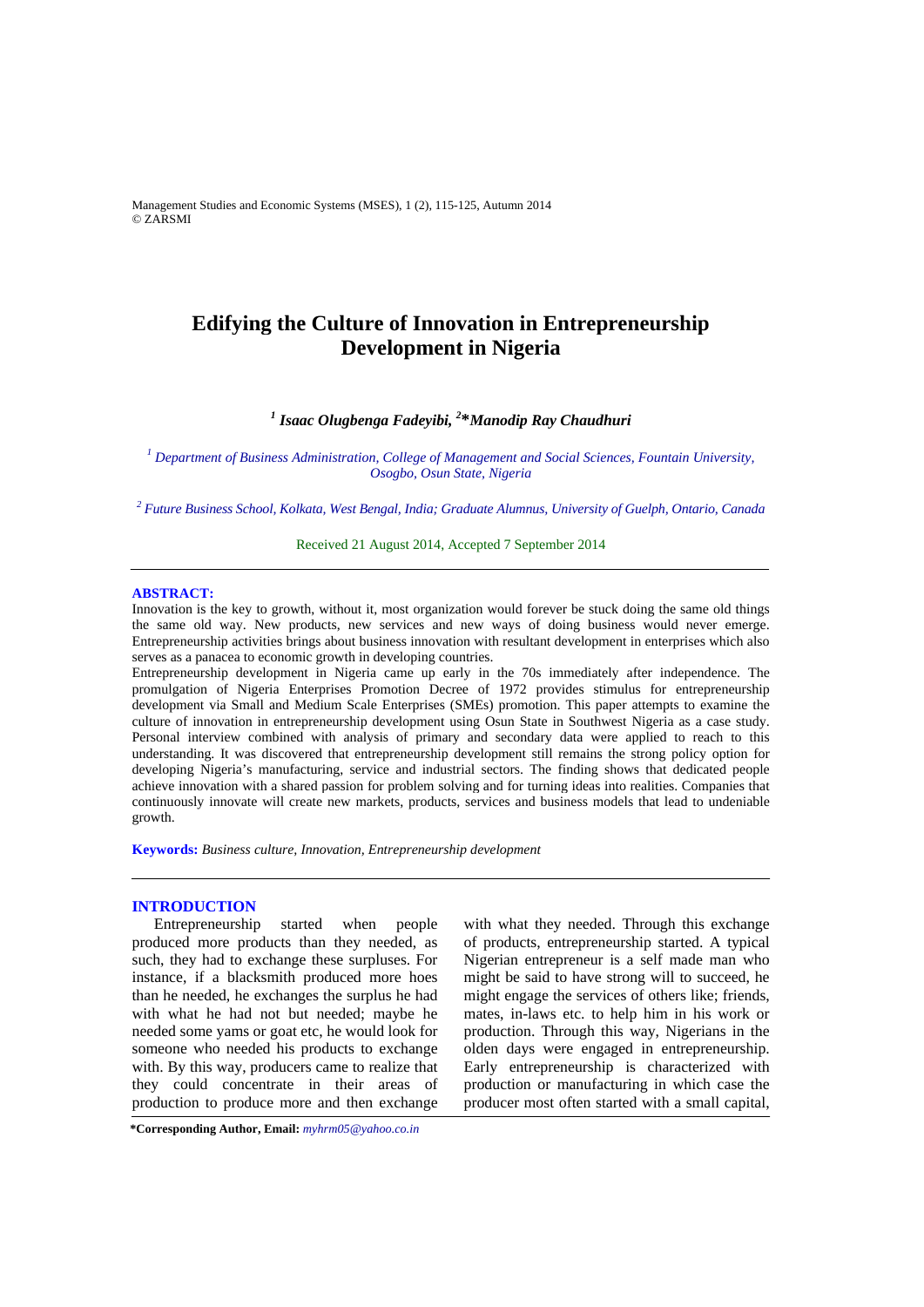# Edifying the Culture of Innovation in Entrepreneurship Development in Nigeria

***[1] Isaac Olugbenga Fadeyibi, [2]*Manodip Ray Chaudhuri***

*[1] Department of Business Administration, College of Management and Social Sciences, Fountain University, Osogbo, Osun State, Nigeria*

*[2] Future Business School, Kolkata, West Bengal, India; Graduate Alumnus, University of Guelph, Ontario, Canada*

Received 21 August 2014, Accepted 7 September 2014

---

**ABSTRACT:**

Innovation is the key to growth, without it, most organization would forever be stuck doing the same old things the same old way. New products, new services and new ways of doing business would never emerge. Entrepreneurship activities brings about business innovation with resultant development in enterprises which also serves as a panacea to economic growth in developing countries.

Entrepreneurship development in Nigeria came up early in the 70s immediately after independence. The promulgation of Nigeria Enterprises Promotion Decree of 1972 provides stimulus for entrepreneurship development via Small and Medium Scale Enterprises (SMEs) promotion. This paper attempts to examine the culture of innovation in entrepreneurship development using Osun State in Southwest Nigeria as a case study. Personal interview combined with analysis of primary and secondary data were applied to reach to this understanding. It was discovered that entrepreneurship development still remains the strong policy option for developing Nigeria's manufacturing, service and industrial sectors. The finding shows that dedicated people achieve innovation with a shared passion for problem solving and for turning ideas into realities. Companies that continuously innovate will create new markets, products, services and business models that lead to undeniable growth.

**Keywords:** *Business culture, Innovation, Entrepreneurship development*

---

## INTRODUCTION

Entrepreneurship started when people produced more products than they needed, as such, they had to exchange these surpluses. For instance, if a blacksmith produced more hoes than he needed, he exchanges the surplus he had with what he had not but needed; maybe he needed some yams or goat etc, he would look for someone who needed his products to exchange with. By this way, producers came to realize that they could concentrate in their areas of production to produce more and then exchange with what they needed. Through this exchange of products, entrepreneurship started. A typical Nigerian entrepreneur is a self made man who might be said to have strong will to succeed, he might engage the services of others like; friends, mates, in-laws etc. to help him in his work or production. Through this way, Nigerians in the olden days were engaged in entrepreneurship. Early entrepreneurship is characterized with production or manufacturing in which case the producer most often started with a small capital,

**\*Corresponding Author, Email:** *myhrm05@yahoo.co.in*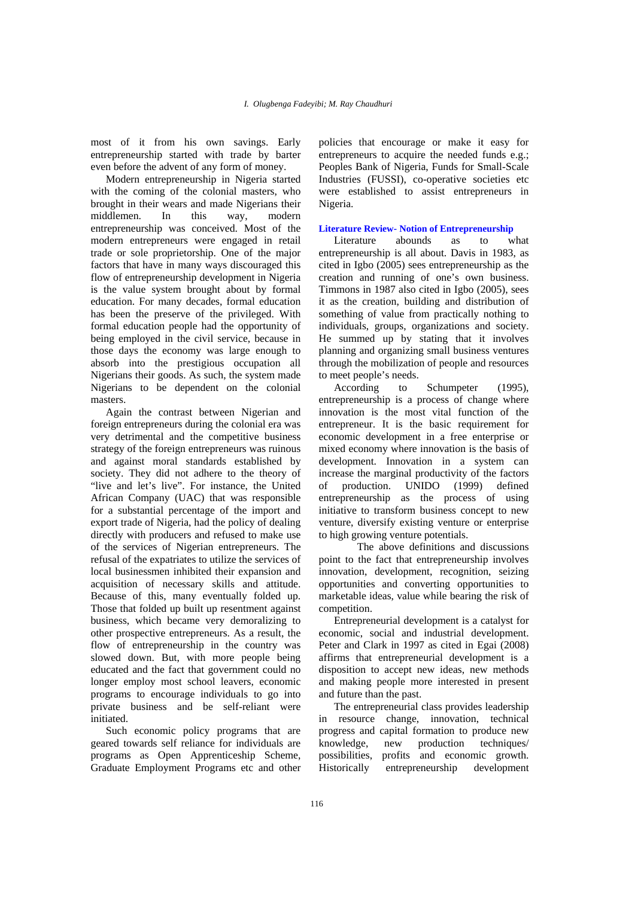most of it from his own savings. Early entrepreneurship started with trade by barter even before the advent of any form of money.

Modern entrepreneurship in Nigeria started with the coming of the colonial masters, who brought in their wears and made Nigerians their middlemen. In this way, modern entrepreneurship was conceived. Most of the modern entrepreneurs were engaged in retail trade or sole proprietorship. One of the major factors that have in many ways discouraged this flow of entrepreneurship development in Nigeria is the value system brought about by formal education. For many decades, formal education has been the preserve of the privileged. With formal education people had the opportunity of being employed in the civil service, because in those days the economy was large enough to absorb into the prestigious occupation all Nigerians their goods. As such, the system made Nigerians to be dependent on the colonial masters.

Again the contrast between Nigerian and foreign entrepreneurs during the colonial era was very detrimental and the competitive business strategy of the foreign entrepreneurs was ruinous and against moral standards established by society. They did not adhere to the theory of "live and let's live". For instance, the United African Company (UAC) that was responsible for a substantial percentage of the import and export trade of Nigeria, had the policy of dealing directly with producers and refused to make use of the services of Nigerian entrepreneurs. The refusal of the expatriates to utilize the services of local businessmen inhibited their expansion and acquisition of necessary skills and attitude. Because of this, many eventually folded up. Those that folded up built up resentment against business, which became very demoralizing to other prospective entrepreneurs. As a result, the flow of entrepreneurship in the country was slowed down. But, with more people being educated and the fact that government could no longer employ most school leavers, economic programs to encourage individuals to go into private business and be self-reliant were initiated.

Such economic policy programs that are geared towards self reliance for individuals are programs as Open Apprenticeship Scheme, Graduate Employment Programs etc and other policies that encourage or make it easy for entrepreneurs to acquire the needed funds e.g.; Peoples Bank of Nigeria, Funds for Small-Scale Industries (FUSSI), co-operative societies etc were established to assist entrepreneurs in Nigeria.

## Literature Review- Notion of Entrepreneurship

Literature abounds as to what entrepreneurship is all about. Davis in 1983, as cited in Igbo (2005) sees entrepreneurship as the creation and running of one's own business. Timmons in 1987 also cited in Igbo (2005), sees it as the creation, building and distribution of something of value from practically nothing to individuals, groups, organizations and society. He summed up by stating that it involves planning and organizing small business ventures through the mobilization of people and resources to meet people's needs.

According to Schumpeter (1995), entrepreneurship is a process of change where innovation is the most vital function of the entrepreneur. It is the basic requirement for economic development in a free enterprise or mixed economy where innovation is the basis of development. Innovation in a system can increase the marginal productivity of the factors of production. UNIDO (1999) defined entrepreneurship as the process of using initiative to transform business concept to new venture, diversify existing venture or enterprise to high growing venture potentials.

The above definitions and discussions point to the fact that entrepreneurship involves innovation, development, recognition, seizing opportunities and converting opportunities to marketable ideas, value while bearing the risk of competition.

Entrepreneurial development is a catalyst for economic, social and industrial development. Peter and Clark in 1997 as cited in Egai (2008) affirms that entrepreneurial development is a disposition to accept new ideas, new methods and making people more interested in present and future than the past.

The entrepreneurial class provides leadership in resource change, innovation, technical progress and capital formation to produce new knowledge, new production techniques/ possibilities, profits and economic growth. Historically entrepreneurship development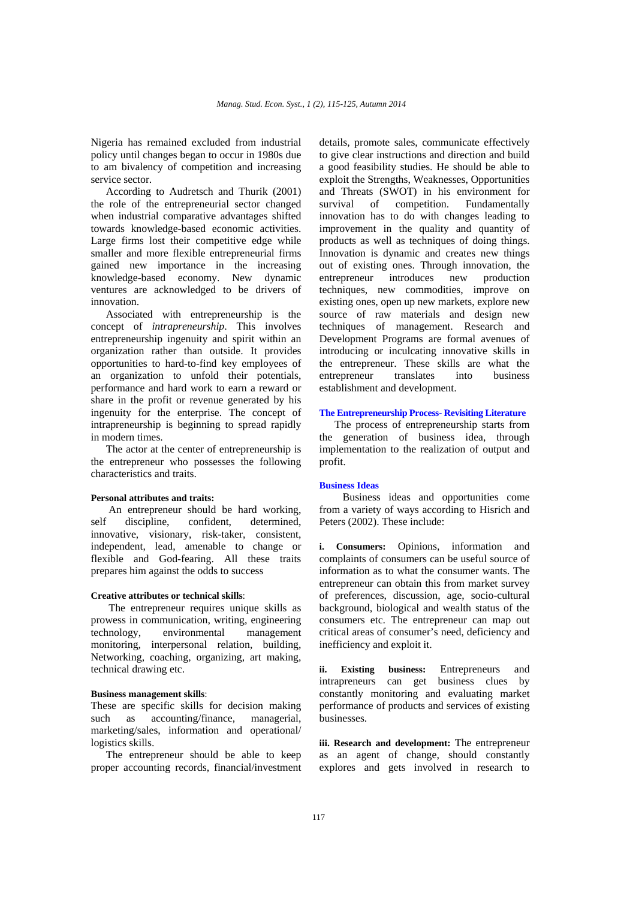Nigeria has remained excluded from industrial policy until changes began to occur in 1980s due to am bivalency of competition and increasing service sector.

According to Audretsch and Thurik (2001) the role of the entrepreneurial sector changed when industrial comparative advantages shifted towards knowledge-based economic activities. Large firms lost their competitive edge while smaller and more flexible entrepreneurial firms gained new importance in the increasing knowledge-based economy. New dynamic ventures are acknowledged to be drivers of innovation.

Associated with entrepreneurship is the concept of *intrapreneurship*. This involves entrepreneurship ingenuity and spirit within an organization rather than outside. It provides opportunities to hard-to-find key employees of an organization to unfold their potentials, performance and hard work to earn a reward or share in the profit or revenue generated by his ingenuity for the enterprise. The concept of intrapreneurship is beginning to spread rapidly in modern times.

The actor at the center of entrepreneurship is the entrepreneur who possesses the following characteristics and traits.

**Personal attributes and traits:**

An entrepreneur should be hard working, self discipline, confident, determined, innovative, visionary, risk-taker, consistent, independent, lead, amenable to change or flexible and God-fearing. All these traits prepares him against the odds to success

**Creative attributes or technical skills**:

The entrepreneur requires unique skills as prowess in communication, writing, engineering technology, environmental management monitoring, interpersonal relation, building, Networking, coaching, organizing, art making, technical drawing etc.

**Business management skills**:

These are specific skills for decision making such as accounting/finance, managerial, marketing/sales, information and operational/ logistics skills.

The entrepreneur should be able to keep proper accounting records, financial/investment details, promote sales, communicate effectively to give clear instructions and direction and build a good feasibility studies. He should be able to exploit the Strengths, Weaknesses, Opportunities and Threats (SWOT) in his environment for survival of competition. Fundamentally innovation has to do with changes leading to improvement in the quality and quantity of products as well as techniques of doing things. Innovation is dynamic and creates new things out of existing ones. Through innovation, the entrepreneur introduces new production techniques, new commodities, improve on existing ones, open up new markets, explore new source of raw materials and design new techniques of management. Research and Development Programs are formal avenues of introducing or inculcating innovative skills in the entrepreneur. These skills are what the entrepreneur translates into business establishment and development.

## The Entrepreneurship Process- Revisiting Literature

The process of entrepreneurship starts from the generation of business idea, through implementation to the realization of output and profit.

### Business Ideas

Business ideas and opportunities come from a variety of ways according to Hisrich and Peters (2002). These include:

**i. Consumers:** Opinions, information and complaints of consumers can be useful source of information as to what the consumer wants. The entrepreneur can obtain this from market survey of preferences, discussion, age, socio-cultural background, biological and wealth status of the consumers etc. The entrepreneur can map out critical areas of consumer's need, deficiency and inefficiency and exploit it.

**ii. Existing business:** Entrepreneurs and intrapreneurs can get business clues by constantly monitoring and evaluating market performance of products and services of existing businesses.

**iii. Research and development:** The entrepreneur as an agent of change, should constantly explores and gets involved in research to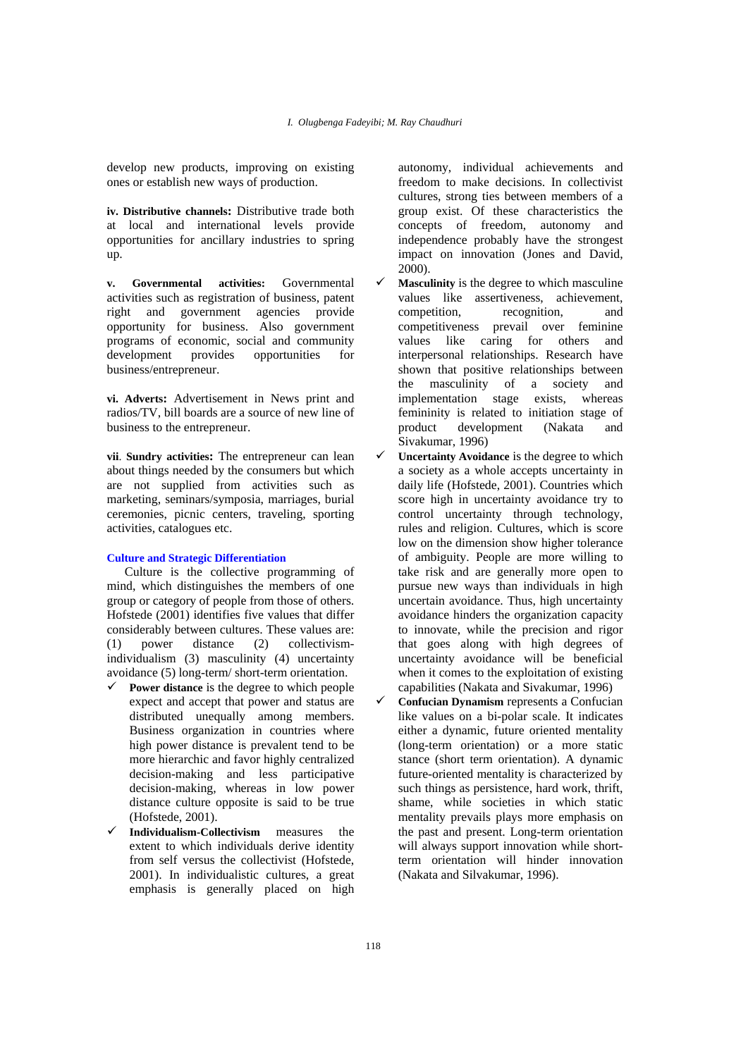develop new products, improving on existing ones or establish new ways of production.

**iv. Distributive channels:** Distributive trade both at local and international levels provide opportunities for ancillary industries to spring up.

**v. Governmental activities:** Governmental activities such as registration of business, patent right and government agencies provide opportunity for business. Also government programs of economic, social and community development provides opportunities for business/entrepreneur.

**vi. Adverts:** Advertisement in News print and radios/TV, bill boards are a source of new line of business to the entrepreneur.

**vii**. **Sundry activities:** The entrepreneur can lean about things needed by the consumers but which are not supplied from activities such as marketing, seminars/symposia, marriages, burial ceremonies, picnic centers, traveling, sporting activities, catalogues etc.

### Culture and Strategic Differentiation

Culture is the collective programming of mind, which distinguishes the members of one group or category of people from those of others. Hofstede (2001) identifies five values that differ considerably between cultures. These values are: (1) power distance (2) collectivism-individualism (3) masculinity (4) uncertainty avoidance (5) long-term/ short-term orientation.

- ✓ **Power distance** is the degree to which people expect and accept that power and status are distributed unequally among members. Business organization in countries where high power distance is prevalent tend to be more hierarchic and favor highly centralized decision-making and less participative decision-making, whereas in low power distance culture opposite is said to be true (Hofstede, 2001).
- ✓ **Individualism-Collectivism** measures the extent to which individuals derive identity from self versus the collectivist (Hofstede, 2001). In individualistic cultures, a great emphasis is generally placed on high autonomy, individual achievements and freedom to make decisions. In collectivist cultures, strong ties between members of a group exist. Of these characteristics the concepts of freedom, autonomy and independence probably have the strongest impact on innovation (Jones and David, 2000).
- ✓ **Masculinity** is the degree to which masculine values like assertiveness, achievement, competition, recognition, and competitiveness prevail over feminine values like caring for others and interpersonal relationships. Research have shown that positive relationships between the masculinity of a society and implementation stage exists, whereas femininity is related to initiation stage of product development (Nakata and Sivakumar, 1996)
- ✓ **Uncertainty Avoidance** is the degree to which a society as a whole accepts uncertainty in daily life (Hofstede, 2001). Countries which score high in uncertainty avoidance try to control uncertainty through technology, rules and religion. Cultures, which is score low on the dimension show higher tolerance of ambiguity. People are more willing to take risk and are generally more open to pursue new ways than individuals in high uncertain avoidance. Thus, high uncertainty avoidance hinders the organization capacity to innovate, while the precision and rigor that goes along with high degrees of uncertainty avoidance will be beneficial when it comes to the exploitation of existing capabilities (Nakata and Sivakumar, 1996)
- ✓ **Confucian Dynamism** represents a Confucian like values on a bi-polar scale. It indicates either a dynamic, future oriented mentality (long-term orientation) or a more static stance (short term orientation). A dynamic future-oriented mentality is characterized by such things as persistence, hard work, thrift, shame, while societies in which static mentality prevails plays more emphasis on the past and present. Long-term orientation will always support innovation while short-term orientation will hinder innovation (Nakata and Silvakumar, 1996).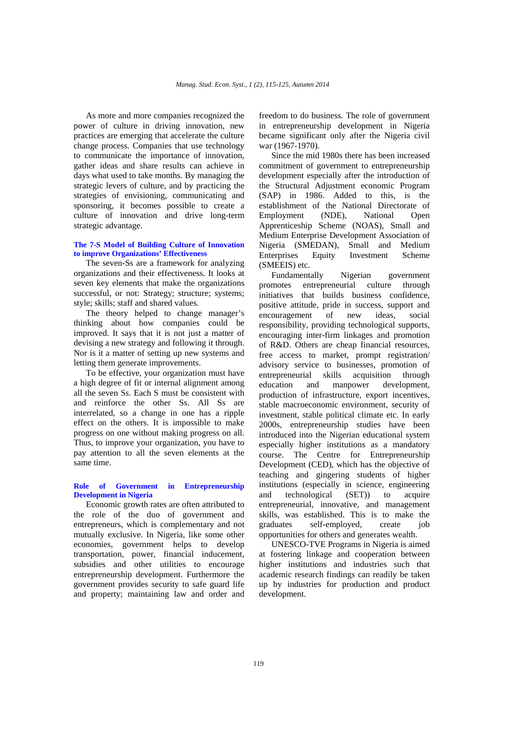As more and more companies recognized the power of culture in driving innovation, new practices are emerging that accelerate the culture change process. Companies that use technology to communicate the importance of innovation, gather ideas and share results can achieve in days what used to take months. By managing the strategic levers of culture, and by practicing the strategies of envisioning, communicating and sponsoring, it becomes possible to create a culture of innovation and drive long-term strategic advantage.

### The 7-S Model of Building Culture of Innovation to improve Organizations' Effectiveness

The seven-Ss are a framework for analyzing organizations and their effectiveness. It looks at seven key elements that make the organizations successful, or not: Strategy; structure; systems; style; skills; staff and shared values.

The theory helped to change manager's thinking about how companies could be improved. It says that it is not just a matter of devising a new strategy and following it through. Nor is it a matter of setting up new systems and letting them generate improvements.

To be effective, your organization must have a high degree of fit or internal alignment among all the seven Ss. Each S must be consistent with and reinforce the other Ss. All Ss are interrelated, so a change in one has a ripple effect on the others. It is impossible to make progress on one without making progress on all. Thus, to improve your organization, you have to pay attention to all the seven elements at the same time.

### Role of Government in Entrepreneurship Development in Nigeria

Economic growth rates are often attributed to the role of the duo of government and entrepreneurs, which is complementary and not mutually exclusive. In Nigeria, like some other economies, government helps to develop transportation, power, financial inducement, subsidies and other utilities to encourage entrepreneurship development. Furthermore the government provides security to safe guard life and property; maintaining law and order and freedom to do business. The role of government in entrepreneurship development in Nigeria became significant only after the Nigeria civil war (1967-1970).

Since the mid 1980s there has been increased commitment of government to entrepreneurship development especially after the introduction of the Structural Adjustment economic Program (SAP) in 1986. Added to this, is the establishment of the National Directorate of Employment (NDE), National Open Apprenticeship Scheme (NOAS), Small and Medium Enterprise Development Association of Nigeria (SMEDAN), Small and Medium Enterprises Equity Investment Scheme (SMEEIS) etc.

Fundamentally Nigerian government promotes entrepreneurial culture through initiatives that builds business confidence, positive attitude, pride in success, support and encouragement of new ideas, social responsibility, providing technological supports, encouraging inter-firm linkages and promotion of R&D. Others are cheap financial resources, free access to market, prompt registration/ advisory service to businesses, promotion of entrepreneurial skills acquisition through education and manpower development, production of infrastructure, export incentives, stable macroeconomic environment, security of investment, stable political climate etc. In early 2000s, entrepreneurship studies have been introduced into the Nigerian educational system especially higher institutions as a mandatory course. The Centre for Entrepreneurship Development (CED), which has the objective of teaching and gingering students of higher institutions (especially in science, engineering and technological (SET)) to acquire entrepreneurial, innovative, and management skills, was established. This is to make the graduates self-employed, create job opportunities for others and generates wealth.

UNESCO-TVE Programs in Nigeria is aimed at fostering linkage and cooperation between higher institutions and industries such that academic research findings can readily be taken up by industries for production and product development.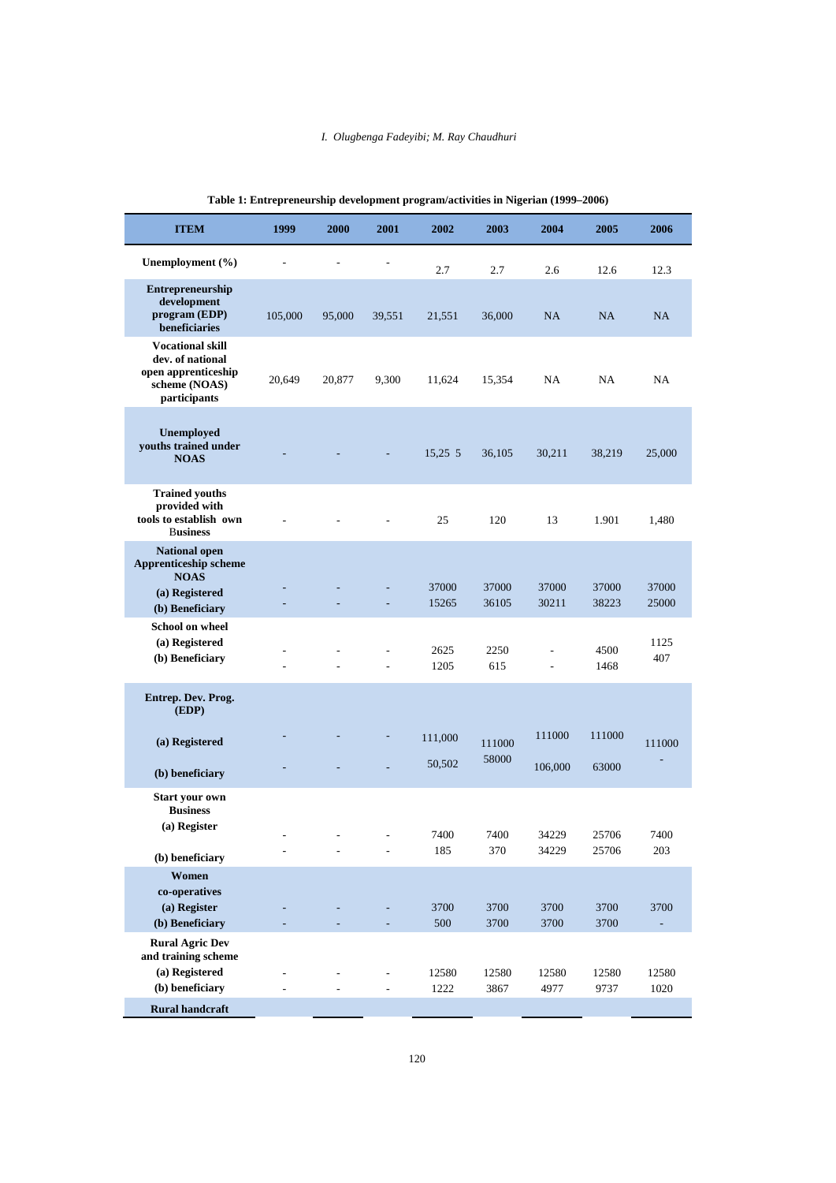**Table 1: Entrepreneurship development program/activities in Nigerian (1999–2006)**

| ITEM | 1999 | 2000 | 2001 | 2002 | 2003 | 2004 | 2005 | 2006 |
|---|---|---|---|---|---|---|---|---|
| Unemployment (%) | - | - | - | 2.7 | 2.7 | 2.6 | 12.6 | 12.3 |
| Entrepreneurship development program (EDP) beneficiaries | 105,000 | 95,000 | 39,551 | 21,551 | 36,000 | NA | NA | NA |
| Vocational skill dev. of national open apprenticeship scheme (NOAS) participants | 20,649 | 20,877 | 9,300 | 11,624 | 15,354 | NA | NA | NA |
| Unemployed youths trained under NOAS | - | - | - | 15,25 5 | 36,105 | 30,211 | 38,219 | 25,000 |
| Trained youths provided with tools to establish own Business | - | - | - | 25 | 120 | 13 | 1.901 | 1,480 |
| National open Apprenticeship scheme NOAS | | | | | | | | |
| (a) Registered | - | - | - | 37000 | 37000 | 37000 | 37000 | 37000 |
| (b) Beneficiary | - | - | - | 15265 | 36105 | 30211 | 38223 | 25000 |
| School on wheel | | | | | | | | |
| (a) Registered | - | - | - | 2625 | 2250 | - | 4500 | 1125 |
| (b) Beneficiary | - | - | - | 1205 | 615 | - | 1468 | 407 |
| Entrep. Dev. Prog. (EDP) | | | | | | | | |
| (a) Registered | - | - | - | 111,000 | 111000 | 111000 | 111000 | 111000 |
| (b) beneficiary | - | - | - | 50,502 | 58000 | 106,000 | 63000 | - |
| Start your own Business | | | | | | | | |
| (a) Register | - | - | - | 7400 | 7400 | 34229 | 25706 | 7400 |
| (b) beneficiary | - | - | - | 185 | 370 | 34229 | 25706 | 203 |
| Women co-operatives | | | | | | | | |
| (a) Register | - | - | - | 3700 | 3700 | 3700 | 3700 | 3700 |
| (b) Beneficiary | - | - | - | 500 | 3700 | 3700 | 3700 | - |
| Rural Agric Dev and training scheme | | | | | | | | |
| (a) Registered | - | - | - | 12580 | 12580 | 12580 | 12580 | 12580 |
| (b) beneficiary | - | - | - | 1222 | 3867 | 4977 | 9737 | 1020 |
| Rural handcraft | | | | | | | | |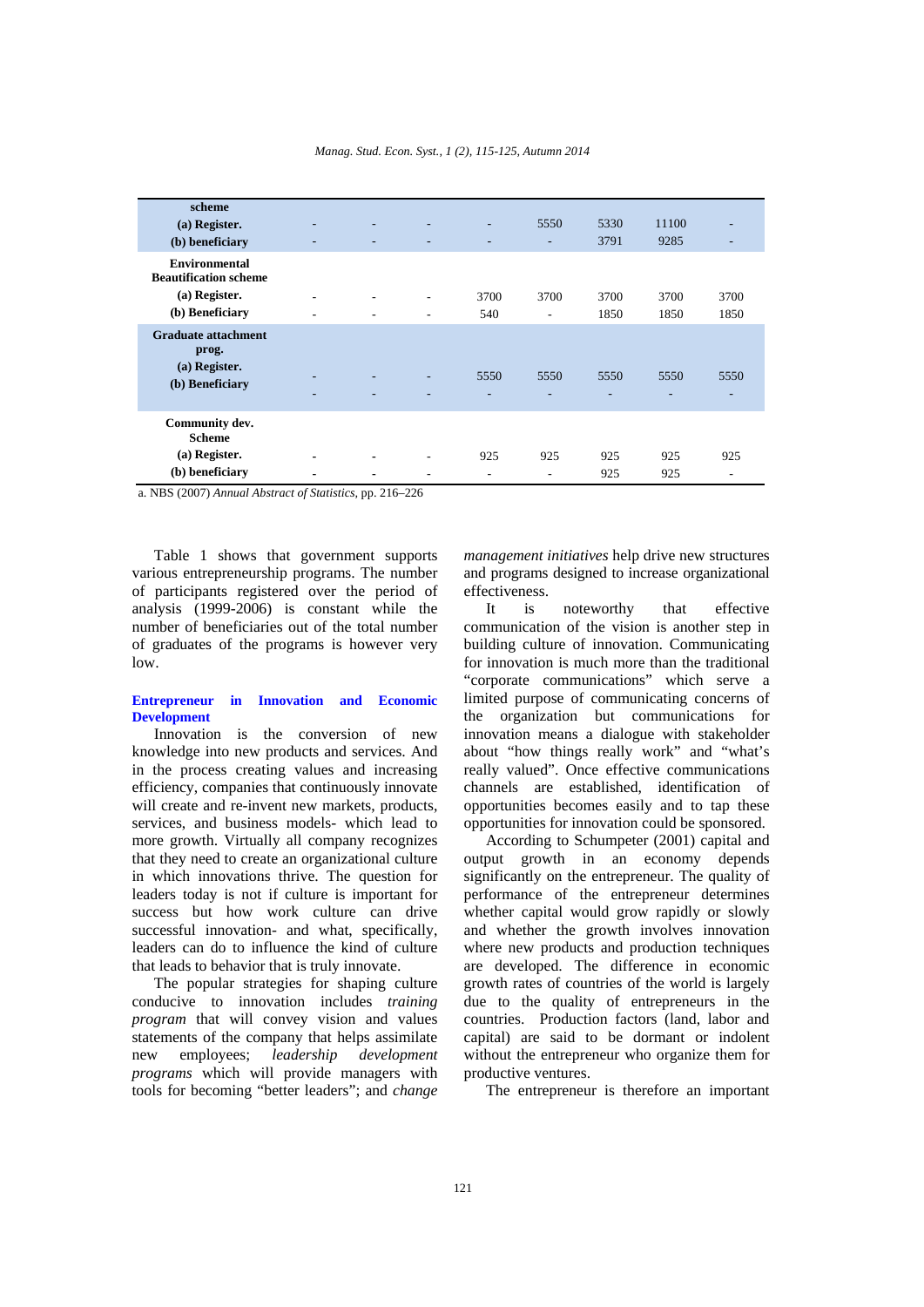| scheme | | | | | | | | |
|---|---|---|---|---|---|---|---|---|
| (a) Register. | - | - | - | - | 5550 | 5330 | 11100 | - |
| (b) beneficiary | - | - | - | - | - | 3791 | 9285 | - |
| **Environmental Beautification scheme** | | | | | | | | |
| (a) Register. | - | - | - | 3700 | 3700 | 3700 | 3700 | 3700 |
| (b) Beneficiary | - | - | - | 540 | - | 1850 | 1850 | 1850 |
| **Graduate attachment prog.** | | | | | | | | |
| (a) Register. | - | - | - | 5550 | 5550 | 5550 | 5550 | 5550 |
| (b) Beneficiary | - | - | - | - | - | - | - | - |
| **Community dev. Scheme** | | | | | | | | |
| (a) Register. | - | - | - | 925 | 925 | 925 | 925 | 925 |
| (b) beneficiary | - | - | - | - | - | 925 | 925 | - |

a. NBS (2007) *Annual Abstract of Statistics*, pp. 216–226

Table 1 shows that government supports various entrepreneurship programs. The number of participants registered over the period of analysis (1999-2006) is constant while the number of beneficiaries out of the total number of graduates of the programs is however very low.

### Entrepreneur in Innovation and Economic Development

Innovation is the conversion of new knowledge into new products and services. And in the process creating values and increasing efficiency, companies that continuously innovate will create and re-invent new markets, products, services, and business models- which lead to more growth. Virtually all company recognizes that they need to create an organizational culture in which innovations thrive. The question for leaders today is not if culture is important for success but how work culture can drive successful innovation- and what, specifically, leaders can do to influence the kind of culture that leads to behavior that is truly innovate.

The popular strategies for shaping culture conducive to innovation includes *training program* that will convey vision and values statements of the company that helps assimilate new employees; *leadership development programs* which will provide managers with tools for becoming "better leaders"; and *change management initiatives* help drive new structures and programs designed to increase organizational effectiveness.

It is noteworthy that effective communication of the vision is another step in building culture of innovation. Communicating for innovation is much more than the traditional "corporate communications" which serve a limited purpose of communicating concerns of the organization but communications for innovation means a dialogue with stakeholder about "how things really work" and "what's really valued". Once effective communications channels are established, identification of opportunities becomes easily and to tap these opportunities for innovation could be sponsored.

According to Schumpeter (2001) capital and output growth in an economy depends significantly on the entrepreneur. The quality of performance of the entrepreneur determines whether capital would grow rapidly or slowly and whether the growth involves innovation where new products and production techniques are developed. The difference in economic growth rates of countries of the world is largely due to the quality of entrepreneurs in the countries. Production factors (land, labor and capital) are said to be dormant or indolent without the entrepreneur who organize them for productive ventures.

The entrepreneur is therefore an important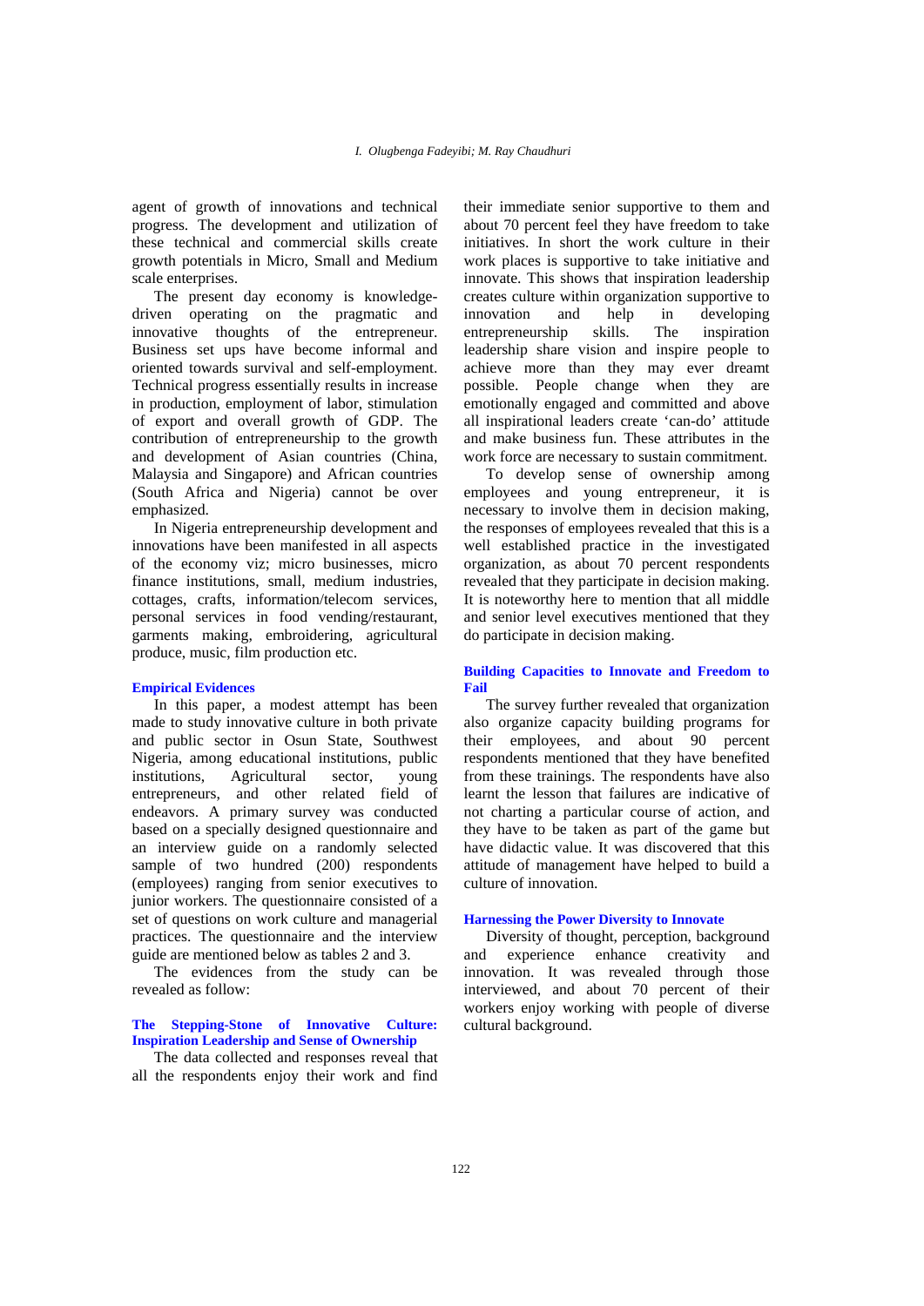agent of growth of innovations and technical progress. The development and utilization of these technical and commercial skills create growth potentials in Micro, Small and Medium scale enterprises.

The present day economy is knowledge-driven operating on the pragmatic and innovative thoughts of the entrepreneur. Business set ups have become informal and oriented towards survival and self-employment. Technical progress essentially results in increase in production, employment of labor, stimulation of export and overall growth of GDP. The contribution of entrepreneurship to the growth and development of Asian countries (China, Malaysia and Singapore) and African countries (South Africa and Nigeria) cannot be over emphasized.

In Nigeria entrepreneurship development and innovations have been manifested in all aspects of the economy viz; micro businesses, micro finance institutions, small, medium industries, cottages, crafts, information/telecom services, personal services in food vending/restaurant, garments making, embroidering, agricultural produce, music, film production etc.

### Empirical Evidences

In this paper, a modest attempt has been made to study innovative culture in both private and public sector in Osun State, Southwest Nigeria, among educational institutions, public institutions, Agricultural sector, young entrepreneurs, and other related field of endeavors. A primary survey was conducted based on a specially designed questionnaire and an interview guide on a randomly selected sample of two hundred (200) respondents (employees) ranging from senior executives to junior workers. The questionnaire consisted of a set of questions on work culture and managerial practices. The questionnaire and the interview guide are mentioned below as tables 2 and 3.

The evidences from the study can be revealed as follow:

### The Stepping-Stone of Innovative Culture: Inspiration Leadership and Sense of Ownership

The data collected and responses reveal that all the respondents enjoy their work and find their immediate senior supportive to them and about 70 percent feel they have freedom to take initiatives. In short the work culture in their work places is supportive to take initiative and innovate. This shows that inspiration leadership creates culture within organization supportive to innovation and help in developing entrepreneurship skills. The inspiration leadership share vision and inspire people to achieve more than they may ever dreamt possible. People change when they are emotionally engaged and committed and above all inspirational leaders create 'can-do' attitude and make business fun. These attributes in the work force are necessary to sustain commitment.

To develop sense of ownership among employees and young entrepreneur, it is necessary to involve them in decision making, the responses of employees revealed that this is a well established practice in the investigated organization, as about 70 percent respondents revealed that they participate in decision making. It is noteworthy here to mention that all middle and senior level executives mentioned that they do participate in decision making.

### Building Capacities to Innovate and Freedom to Fail

The survey further revealed that organization also organize capacity building programs for their employees, and about 90 percent respondents mentioned that they have benefited from these trainings. The respondents have also learnt the lesson that failures are indicative of not charting a particular course of action, and they have to be taken as part of the game but have didactic value. It was discovered that this attitude of management have helped to build a culture of innovation.

### Harnessing the Power Diversity to Innovate

Diversity of thought, perception, background and experience enhance creativity and innovation. It was revealed through those interviewed, and about 70 percent of their workers enjoy working with people of diverse cultural background.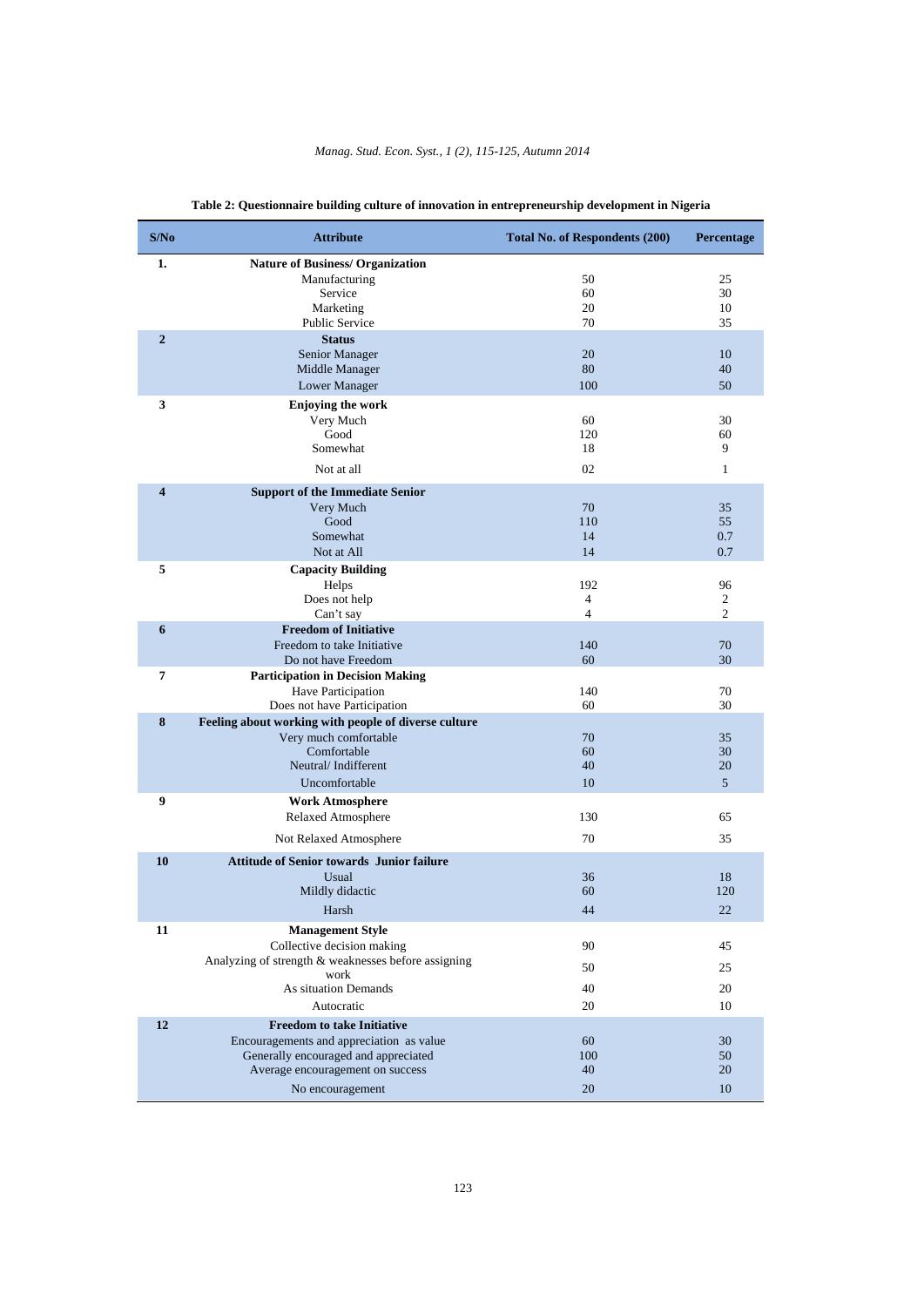**Table 2: Questionnaire building culture of innovation in entrepreneurship development in Nigeria**

| S/No | Attribute | Total No. of Respondents (200) | Percentage |
|---|---|---|---|
| 1. | **Nature of Business/ Organization** | | |
| | Manufacturing | 50 | 25 |
| | Service | 60 | 30 |
| | Marketing | 20 | 10 |
| | Public Service | 70 | 35 |
| 2 | **Status** | | |
| | Senior Manager | 20 | 10 |
| | Middle Manager | 80 | 40 |
| | Lower Manager | 100 | 50 |
| 3 | **Enjoying the work** | | |
| | Very Much | 60 | 30 |
| | Good | 120 | 60 |
| | Somewhat | 18 | 9 |
| | Not at all | 02 | 1 |
| 4 | **Support of the Immediate Senior** | | |
| | Very Much | 70 | 35 |
| | Good | 110 | 55 |
| | Somewhat | 14 | 0.7 |
| | Not at All | 14 | 0.7 |
| 5 | **Capacity Building** | | |
| | Helps | 192 | 96 |
| | Does not help | 4 | 2 |
| | Can't say | 4 | 2 |
| 6 | **Freedom of Initiative** | | |
| | Freedom to take Initiative | 140 | 70 |
| | Do not have Freedom | 60 | 30 |
| 7 | **Participation in Decision Making** | | |
| | Have Participation | 140 | 70 |
| | Does not have Participation | 60 | 30 |
| 8 | **Feeling about working with people of diverse culture** | | |
| | Very much comfortable | 70 | 35 |
| | Comfortable | 60 | 30 |
| | Neutral/ Indifferent | 40 | 20 |
| | Uncomfortable | 10 | 5 |
| 9 | **Work Atmosphere** | | |
| | Relaxed Atmosphere | 130 | 65 |
| | Not Relaxed Atmosphere | 70 | 35 |
| 10 | **Attitude of Senior towards Junior failure** | | |
| | Usual | 36 | 18 |
| | Mildly didactic | 60 | 120 |
| | Harsh | 44 | 22 |
| 11 | **Management Style** | | |
| | Collective decision making | 90 | 45 |
| | Analyzing of strength & weaknesses before assigning work | 50 | 25 |
| | As situation Demands | 40 | 20 |
| | Autocratic | 20 | 10 |
| 12 | **Freedom to take Initiative** | | |
| | Encouragements and appreciation as value | 60 | 30 |
| | Generally encouraged and appreciated | 100 | 50 |
| | Average encouragement on success | 40 | 20 |
| | No encouragement | 20 | 10 |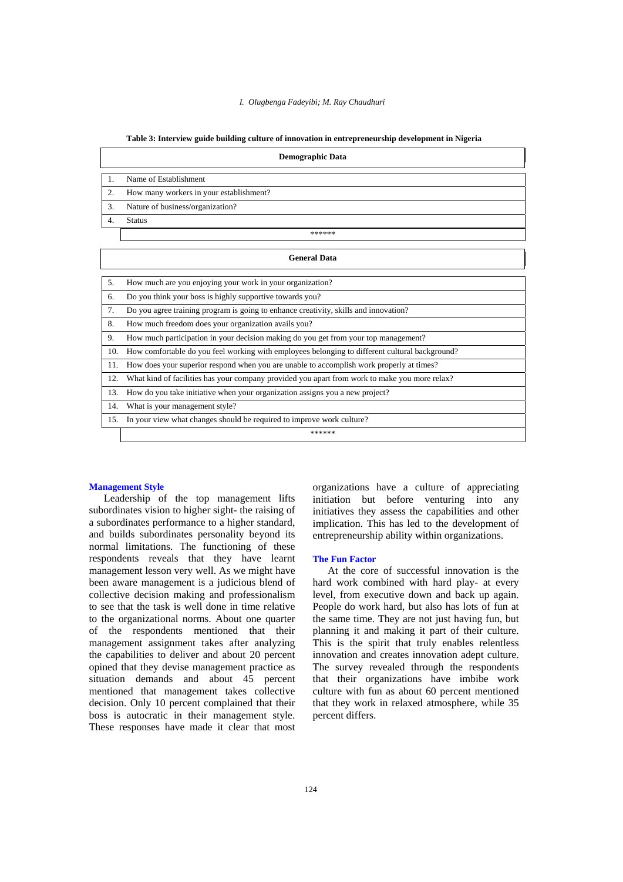**Table 3: Interview guide building culture of innovation in entrepreneurship development in Nigeria**

| | Demographic Data |
|---|---|
| 1. | Name of Establishment |
| 2. | How many workers in your establishment? |
| 3. | Nature of business/organization? |
| 4. | Status |
| | ****** |

| | General Data |
|---|---|
| 5. | How much are you enjoying your work in your organization? |
| 6. | Do you think your boss is highly supportive towards you? |
| 7. | Do you agree training program is going to enhance creativity, skills and innovation? |
| 8. | How much freedom does your organization avails you? |
| 9. | How much participation in your decision making do you get from your top management? |
| 10. | How comfortable do you feel working with employees belonging to different cultural background? |
| 11. | How does your superior respond when you are unable to accomplish work properly at times? |
| 12. | What kind of facilities has your company provided you apart from work to make you more relax? |
| 13. | How do you take initiative when your organization assigns you a new project? |
| 14. | What is your management style? |
| 15. | In your view what changes should be required to improve work culture? |
| | ****** |

### Management Style

Leadership of the top management lifts subordinates vision to higher sight- the raising of a subordinates performance to a higher standard, and builds subordinates personality beyond its normal limitations. The functioning of these respondents reveals that they have learnt management lesson very well. As we might have been aware management is a judicious blend of collective decision making and professionalism to see that the task is well done in time relative to the organizational norms. About one quarter of the respondents mentioned that their management assignment takes after analyzing the capabilities to deliver and about 20 percent opined that they devise management practice as situation demands and about 45 percent mentioned that management takes collective decision. Only 10 percent complained that their boss is autocratic in their management style. These responses have made it clear that most organizations have a culture of appreciating initiation but before venturing into any initiatives they assess the capabilities and other implication. This has led to the development of entrepreneurship ability within organizations.

### The Fun Factor

At the core of successful innovation is the hard work combined with hard play- at every level, from executive down and back up again. People do work hard, but also has lots of fun at the same time. They are not just having fun, but planning it and making it part of their culture. This is the spirit that truly enables relentless innovation and creates innovation adept culture. The survey revealed through the respondents that their organizations have imbibe work culture with fun as about 60 percent mentioned that they work in relaxed atmosphere, while 35 percent differs.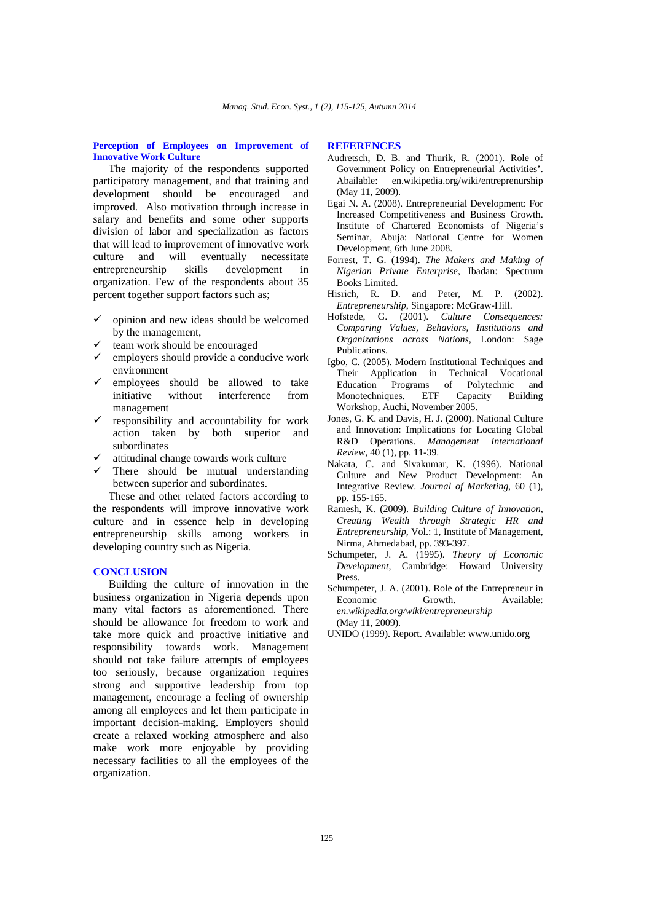### Perception of Employees on Improvement of Innovative Work Culture

The majority of the respondents supported participatory management, and that training and development should be encouraged and improved. Also motivation through increase in salary and benefits and some other supports division of labor and specialization as factors that will lead to improvement of innovative work culture and will eventually necessitate entrepreneurship skills development in organization. Few of the respondents about 35 percent together support factors such as;

- ✓ opinion and new ideas should be welcomed by the management,
- ✓ team work should be encouraged
- ✓ employers should provide a conducive work environment
- ✓ employees should be allowed to take initiative without interference from management
- ✓ responsibility and accountability for work action taken by both superior and subordinates
- ✓ attitudinal change towards work culture
- ✓ There should be mutual understanding between superior and subordinates.

These and other related factors according to the respondents will improve innovative work culture and in essence help in developing entrepreneurship skills among workers in developing country such as Nigeria.

## CONCLUSION

Building the culture of innovation in the business organization in Nigeria depends upon many vital factors as aforementioned. There should be allowance for freedom to work and take more quick and proactive initiative and responsibility towards work. Management should not take failure attempts of employees too seriously, because organization requires strong and supportive leadership from top management, encourage a feeling of ownership among all employees and let them participate in important decision-making. Employers should create a relaxed working atmosphere and also make work more enjoyable by providing necessary facilities to all the employees of the organization.

## REFERENCES

Audretsch, D. B. and Thurik, R. (2001). Role of Government Policy on Entrepreneurial Activities'. Abailable: en.wikipedia.org/wiki/entreprenurship (May 11, 2009).

Egai N. A. (2008). Entrepreneurial Development: For Increased Competitiveness and Business Growth. Institute of Chartered Economists of Nigeria's Seminar, Abuja: National Centre for Women Development, 6th June 2008.

Forrest, T. G. (1994). *The Makers and Making of Nigerian Private Enterprise*, Ibadan: Spectrum Books Limited.

Hisrich, R. D. and Peter, M. P. (2002). *Entrepreneurship*, Singapore: McGraw-Hill.

Hofstede, G. (2001). *Culture Consequences: Comparing Values, Behaviors, Institutions and Organizations across Nations*, London: Sage Publications.

Igbo, C. (2005). Modern Institutional Techniques and Their Application in Technical Vocational Education Programs of Polytechnic and Monotechniques. ETF Capacity Building Workshop, Auchi, November 2005.

Jones, G. K. and Davis, H. J. (2000). National Culture and Innovation: Implications for Locating Global R&D Operations. *Management International Review*, 40 (1), pp. 11-39.

Nakata, C. and Sivakumar, K. (1996). National Culture and New Product Development: An Integrative Review. *Journal of Marketing*, 60 (1), pp. 155-165.

Ramesh, K. (2009). *Building Culture of Innovation, Creating Wealth through Strategic HR and Entrepreneurship*, Vol.: 1, Institute of Management, Nirma, Ahmedabad, pp. 393-397.

Schumpeter, J. A. (1995). *Theory of Economic Development*, Cambridge: Howard University Press.

Schumpeter, J. A. (2001). Role of the Entrepreneur in Economic Growth. Available: *en.wikipedia.org/wiki/entrepreneurship* (May 11, 2009).

UNIDO (1999). Report. Available: www.unido.org